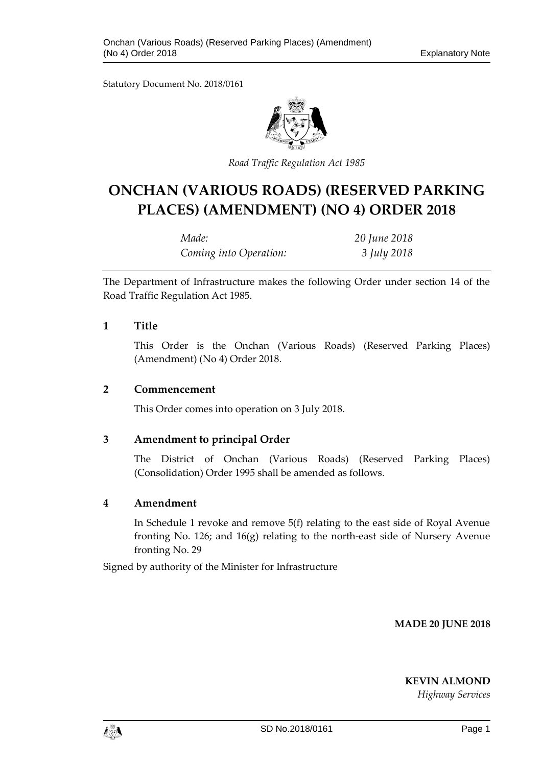Statutory Document No. 2018/0161

*Road Traffic Regulation Act 1985*

# ONCHAN (VARIOUS ROADS) (RESERVED PARKING PLACES) (AMENDMENT) (NO 4) ORDER 2018

| | |
|---|---|
| *Made:* | *20 June 2018* |
| *Coming into Operation:* | *3 July 2018* |

The Department of Infrastructure makes the following Order under section 14 of the Road Traffic Regulation Act 1985.

## 1 Title

This Order is the Onchan (Various Roads) (Reserved Parking Places) (Amendment) (No 4) Order 2018.

## 2 Commencement

This Order comes into operation on 3 July 2018.

## 3 Amendment to principal Order

The District of Onchan (Various Roads) (Reserved Parking Places) (Consolidation) Order 1995 shall be amended as follows.

## 4 Amendment

In Schedule 1 revoke and remove 5(f) relating to the east side of Royal Avenue fronting No. 126; and 16(g) relating to the north-east side of Nursery Avenue fronting No. 29

Signed by authority of the Minister for Infrastructure

**MADE 20 JUNE 2018**

**KEVIN ALMOND**
*Highway Services*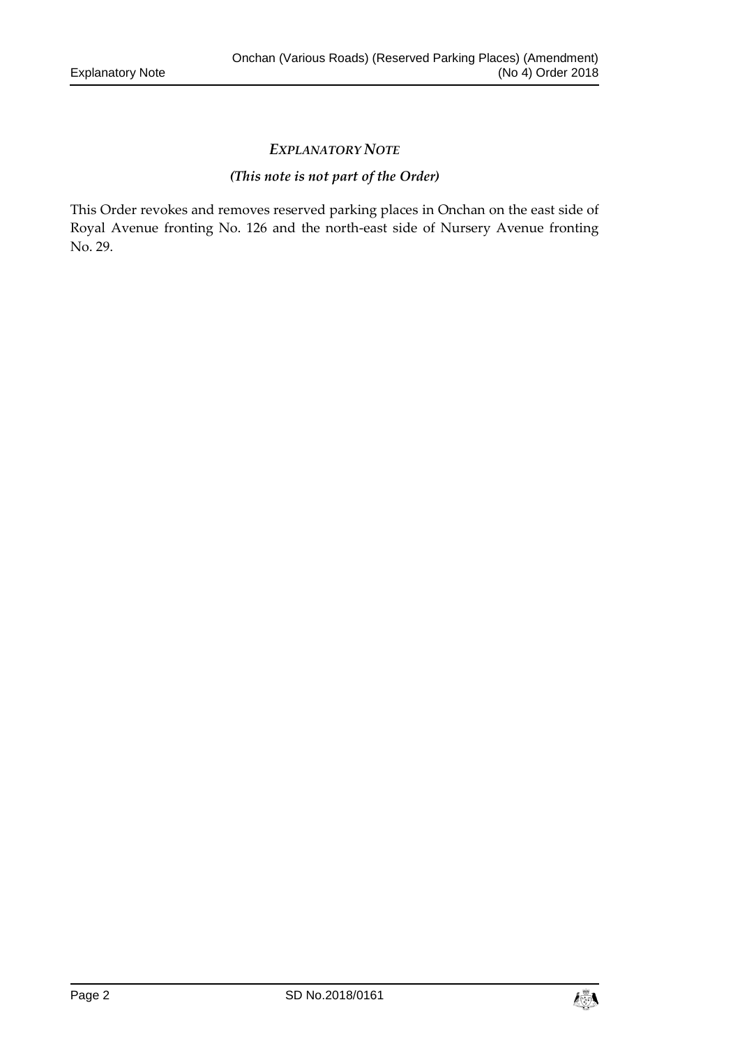## *EXPLANATORY NOTE*

***(This note is not part of the Order)***

This Order revokes and removes reserved parking places in Onchan on the east side of Royal Avenue fronting No. 126 and the north-east side of Nursery Avenue fronting No. 29.